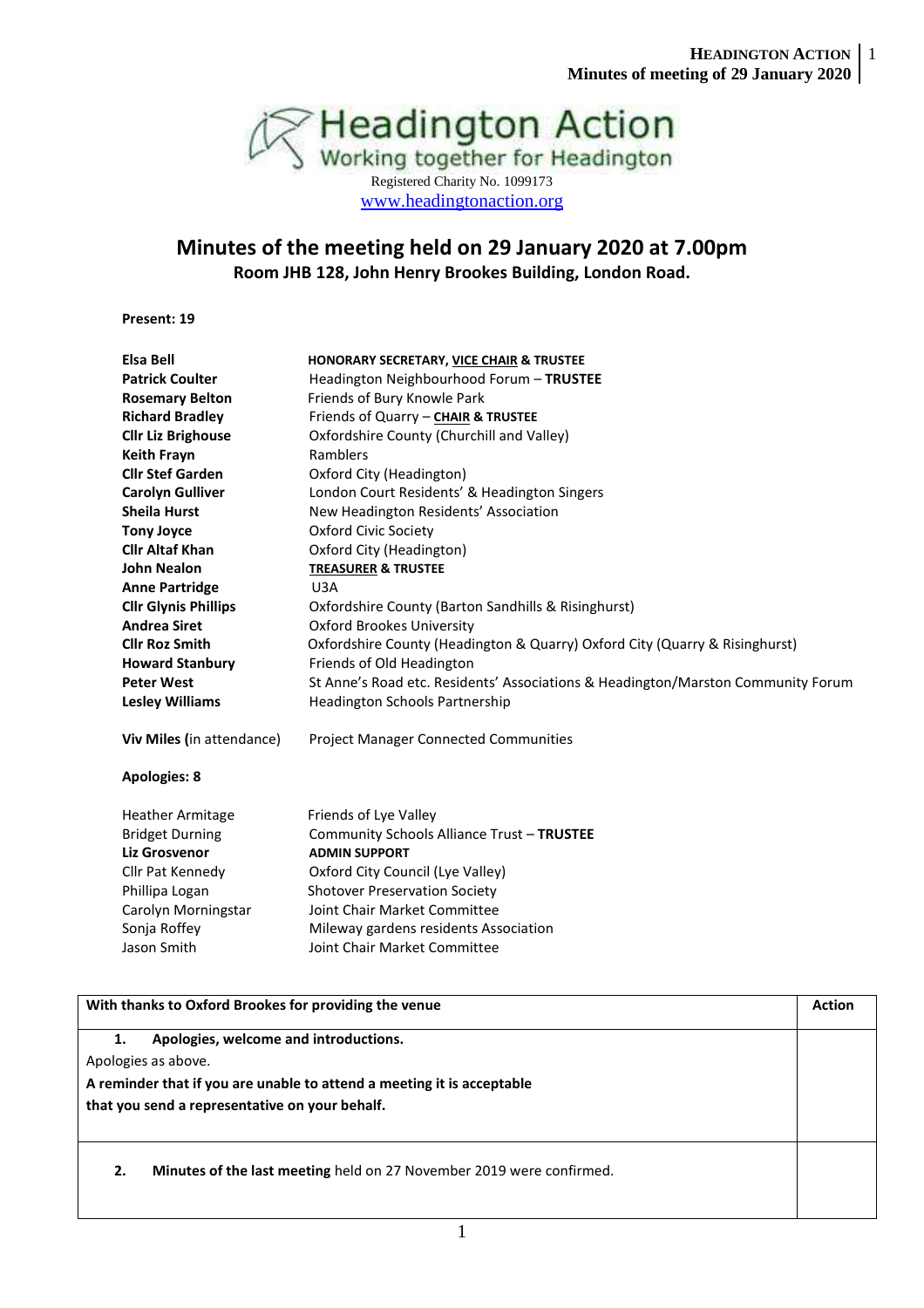Headington Action
Working together for Headington
Registered Charity No. 1099173
www.headingtonaction.org

# Minutes of the meeting held on 29 January 2020 at 7.00pm

**Room JHB 128, John Henry Brookes Building, London Road.**

**Present: 19**

| | |
|---|---|
| **Elsa Bell** | **HONORARY SECRETARY, VICE CHAIR & TRUSTEE** |
| **Patrick Coulter** | Headington Neighbourhood Forum – **TRUSTEE** |
| **Rosemary Belton** | Friends of Bury Knowle Park |
| **Richard Bradley** | Friends of Quarry – **CHAIR & TRUSTEE** |
| **Cllr Liz Brighouse** | Oxfordshire County (Churchill and Valley) |
| **Keith Frayn** | Ramblers |
| **Cllr Stef Garden** | Oxford City (Headington) |
| **Carolyn Gulliver** | London Court Residents' & Headington Singers |
| **Sheila Hurst** | New Headington Residents' Association |
| **Tony Joyce** | Oxford Civic Society |
| **Cllr Altaf Khan** | Oxford City (Headington) |
| **John Nealon** | **TREASURER & TRUSTEE** |
| **Anne Partridge** | U3A |
| **Cllr Glynis Phillips** | Oxfordshire County (Barton Sandhills & Risinghurst) |
| **Andrea Siret** | Oxford Brookes University |
| **Cllr Roz Smith** | Oxfordshire County (Headington & Quarry) Oxford City (Quarry & Risinghurst) |
| **Howard Stanbury** | Friends of Old Headington |
| **Peter West** | St Anne's Road etc. Residents' Associations & Headington/Marston Community Forum |
| **Lesley Williams** | Headington Schools Partnership |
| **Viv Miles** (in attendance) | Project Manager Connected Communities |

**Apologies: 8**

| | |
|---|---|
| Heather Armitage | Friends of Lye Valley |
| Bridget Durning | Community Schools Alliance Trust – **TRUSTEE** |
| **Liz Grosvenor** | **ADMIN SUPPORT** |
| Cllr Pat Kennedy | Oxford City Council (Lye Valley) |
| Phillipa Logan | Shotover Preservation Society |
| Carolyn Morningstar | Joint Chair Market Committee |
| Sonja Roffey | Mileway gardens residents Association |
| Jason Smith | Joint Chair Market Committee |

| With thanks to Oxford Brookes for providing the venue | Action |
|---|---|
| **1. Apologies, welcome and introductions.**<br>Apologies as above.<br>**A reminder that if you are unable to attend a meeting it is acceptable that you send a representative on your behalf.** | |
| **2. Minutes of the last meeting** held on 27 November 2019 were confirmed. | |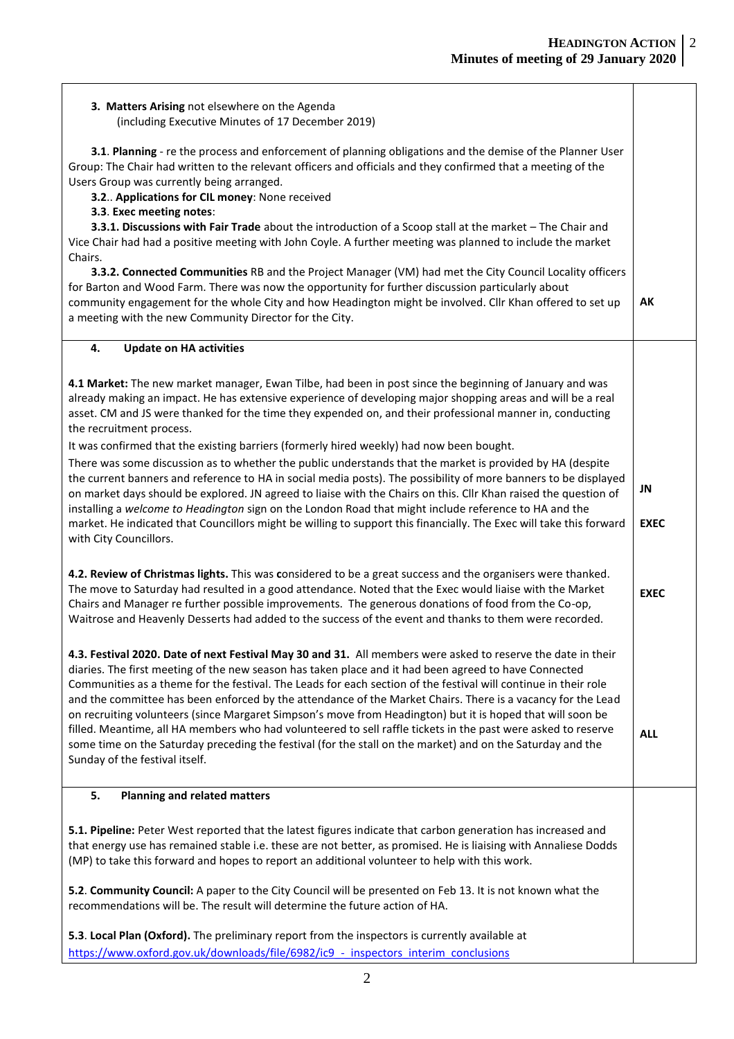| | |
|---|---|
| **3. Matters Arising** not elsewhere on the Agenda (including Executive Minutes of 17 December 2019)<br><br>**3.1**. **Planning** - re the process and enforcement of planning obligations and the demise of the Planner User Group: The Chair had written to the relevant officers and officials and they confirmed that a meeting of the Users Group was currently being arranged.<br>**3.2**.. **Applications for CIL money**: None received<br>**3.3**. **Exec meeting notes**:<br>**3.3.1. Discussions with Fair Trade** about the introduction of a Scoop stall at the market – The Chair and Vice Chair had had a positive meeting with John Coyle. A further meeting was planned to include the market Chairs.<br>**3.3.2. Connected Communities** RB and the Project Manager (VM) had met the City Council Locality officers for Barton and Wood Farm. There was now the opportunity for further discussion particularly about community engagement for the whole City and how Headington might be involved. Cllr Khan offered to set up a meeting with the new Community Director for the City. | **AK** |
| **4. Update on HA activities**<br><br>**4.1 Market:** The new market manager, Ewan Tilbe, had been in post since the beginning of January and was already making an impact. He has extensive experience of developing major shopping areas and will be a real asset. CM and JS were thanked for the time they expended on, and their professional manner in, conducting the recruitment process.<br>It was confirmed that the existing barriers (formerly hired weekly) had now been bought.<br>There was some discussion as to whether the public understands that the market is provided by HA (despite the current banners and reference to HA in social media posts). The possibility of more banners to be displayed on market days should be explored. JN agreed to liaise with the Chairs on this. Cllr Khan raised the question of installing a *welcome to Headington* sign on the London Road that might include reference to HA and the market. He indicated that Councillors might be willing to support this financially. The Exec will take this forward with City Councillors. | **JN**<br><br>**EXEC** |
| **4.2. Review of Christmas lights.** This was **c**onsidered to be a great success and the organisers were thanked. The move to Saturday had resulted in a good attendance. Noted that the Exec would liaise with the Market Chairs and Manager re further possible improvements. The generous donations of food from the Co-op, Waitrose and Heavenly Desserts had added to the success of the event and thanks to them were recorded. | **EXEC** |
| **4.3. Festival 2020. Date of next Festival May 30 and 31.** All members were asked to reserve the date in their diaries. The first meeting of the new season has taken place and it had been agreed to have Connected Communities as a theme for the festival. The Leads for each section of the festival will continue in their role and the committee has been enforced by the attendance of the Market Chairs. There is a vacancy for the Lead on recruiting volunteers (since Margaret Simpson's move from Headington) but it is hoped that will soon be filled. Meantime, all HA members who had volunteered to sell raffle tickets in the past were asked to reserve some time on the Saturday preceding the festival (for the stall on the market) and on the Saturday and the Sunday of the festival itself. | **ALL** |
| **5. Planning and related matters**<br><br>**5.1. Pipeline:** Peter West reported that the latest figures indicate that carbon generation has increased and that energy use has remained stable i.e. these are not better, as promised. He is liaising with Annaliese Dodds (MP) to take this forward and hopes to report an additional volunteer to help with this work.<br><br>**5.2**. **Community Council:** A paper to the City Council will be presented on Feb 13. It is not known what the recommendations will be. The result will determine the future action of HA.<br><br>**5.3**. **Local Plan (Oxford).** The preliminary report from the inspectors is currently available at https://www.oxford.gov.uk/downloads/file/6982/ic9_-_inspectors_interim_conclusions | |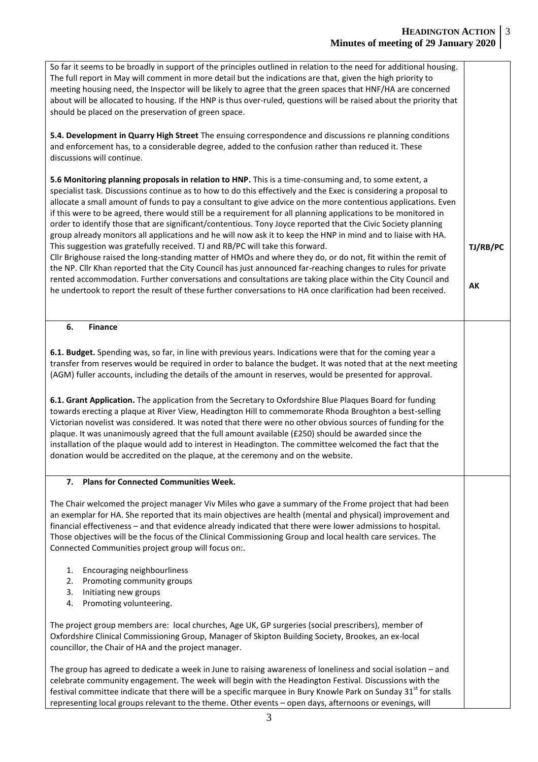So far it seems to be broadly in support of the principles outlined in relation to the need for additional housing. The full report in May will comment in more detail but the indications are that, given the high priority to meeting housing need, the Inspector will be likely to agree that the green spaces that HNF/HA are concerned about will be allocated to housing. If the HNP is thus over-ruled, questions will be raised about the priority that should be placed on the preservation of green space.

**5.4. Development in Quarry High Street** The ensuing correspondence and discussions re planning conditions and enforcement has, to a considerable degree, added to the confusion rather than reduced it. These discussions will continue.

**5.6 Monitoring planning proposals in relation to HNP.** This is a time-consuming and, to some extent, a specialist task. Discussions continue as to how to do this effectively and the Exec is considering a proposal to allocate a small amount of funds to pay a consultant to give advice on the more contentious applications. Even if this were to be agreed, there would still be a requirement for all planning applications to be monitored in order to identify those that are significant/contentious. Tony Joyce reported that the Civic Society planning group already monitors all applications and he will now ask it to keep the HNP in mind and to liaise with HA. This suggestion was gratefully received. TJ and RB/PC will take this forward. **TJ/RB/PC**

Cllr Brighouse raised the long-standing matter of HMOs and where they do, or do not, fit within the remit of the NP. Cllr Khan reported that the City Council has just announced far-reaching changes to rules for private rented accommodation. Further conversations and consultations are taking place within the City Council and he undertook to report the result of these further conversations to HA once clarification had been received. **AK**

## 6. Finance

**6.1. Budget.** Spending was, so far, in line with previous years. Indications were that for the coming year a transfer from reserves would be required in order to balance the budget. It was noted that at the next meeting (AGM) fuller accounts, including the details of the amount in reserves, would be presented for approval.

**6.1. Grant Application.** The application from the Secretary to Oxfordshire Blue Plaques Board for funding towards erecting a plaque at River View, Headington Hill to commemorate Rhoda Broughton a best-selling Victorian novelist was considered. It was noted that there were no other obvious sources of funding for the plaque. It was unanimously agreed that the full amount available (£250) should be awarded since the installation of the plaque would add to interest in Headington. The committee welcomed the fact that the donation would be accredited on the plaque, at the ceremony and on the website.

## 7. Plans for Connected Communities Week.

The Chair welcomed the project manager Viv Miles who gave a summary of the Frome project that had been an exemplar for HA. She reported that its main objectives are health (mental and physical) improvement and financial effectiveness – and that evidence already indicated that there were lower admissions to hospital. Those objectives will be the focus of the Clinical Commissioning Group and local health care services. The Connected Communities project group will focus on:.

1. Encouraging neighbourliness
2. Promoting community groups
3. Initiating new groups
4. Promoting volunteering.

The project group members are: local churches, Age UK, GP surgeries (social prescribers), member of Oxfordshire Clinical Commissioning Group, Manager of Skipton Building Society, Brookes, an ex-local councillor, the Chair of HA and the project manager.

The group has agreed to dedicate a week in June to raising awareness of loneliness and social isolation – and celebrate community engagement. The week will begin with the Headington Festival. Discussions with the festival committee indicate that there will be a specific marquee in Bury Knowle Park on Sunday 31st for stalls representing local groups relevant to the theme. Other events – open days, afternoons or evenings, will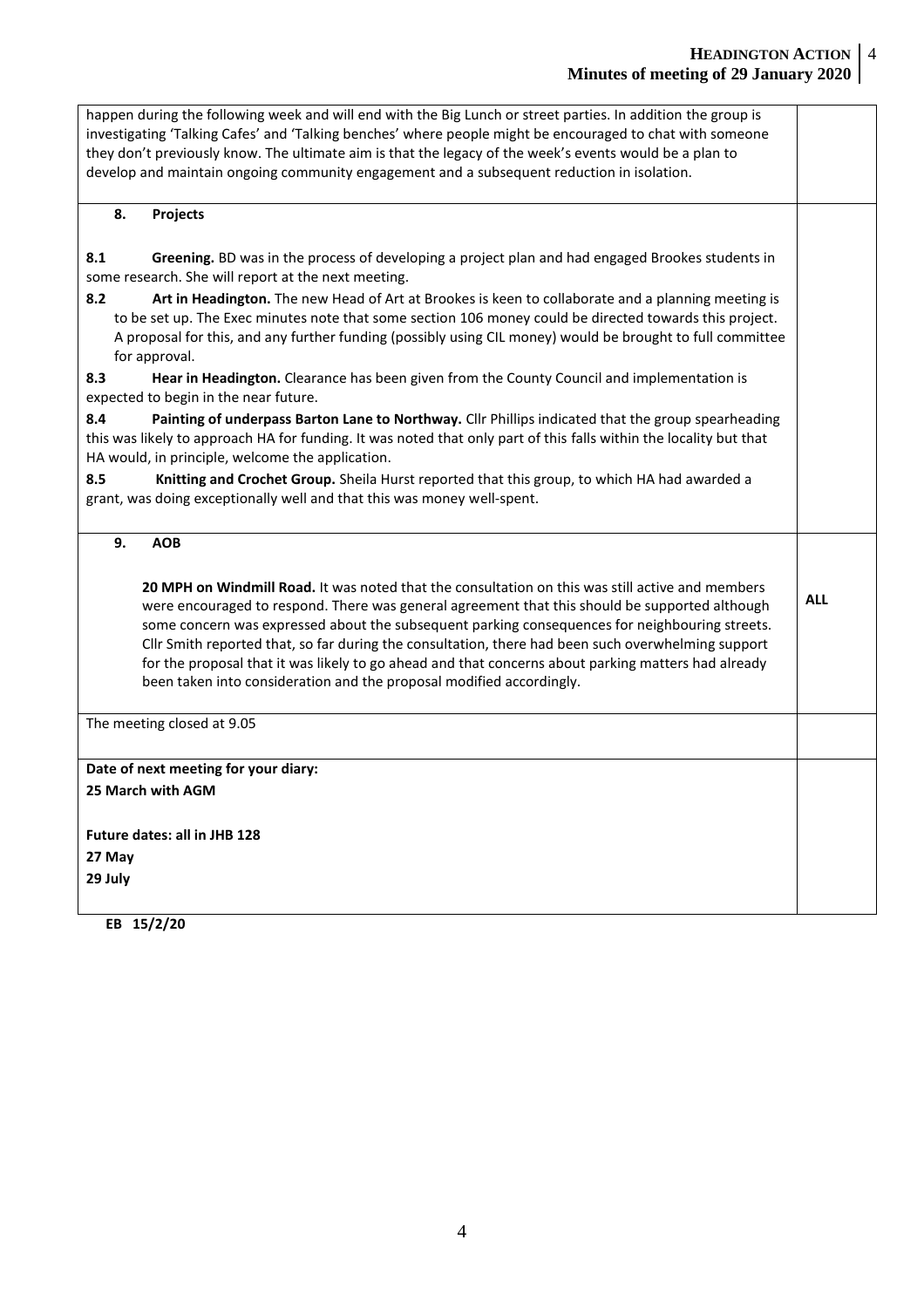happen during the following week and will end with the Big Lunch or street parties. In addition the group is investigating 'Talking Cafes' and 'Talking benches' where people might be encouraged to chat with someone they don't previously know. The ultimate aim is that the legacy of the week's events would be a plan to develop and maintain ongoing community engagement and a subsequent reduction in isolation.

## 8. Projects

**8.1 Greening.** BD was in the process of developing a project plan and had engaged Brookes students in some research. She will report at the next meeting.

**8.2 Art in Headington.** The new Head of Art at Brookes is keen to collaborate and a planning meeting is to be set up. The Exec minutes note that some section 106 money could be directed towards this project. A proposal for this, and any further funding (possibly using CIL money) would be brought to full committee for approval.

**8.3 Hear in Headington.** Clearance has been given from the County Council and implementation is expected to begin in the near future.

**8.4 Painting of underpass Barton Lane to Northway.** Cllr Phillips indicated that the group spearheading this was likely to approach HA for funding. It was noted that only part of this falls within the locality but that HA would, in principle, welcome the application.

**8.5 Knitting and Crochet Group.** Sheila Hurst reported that this group, to which HA had awarded a grant, was doing exceptionally well and that this was money well-spent.

## 9. AOB

**20 MPH on Windmill Road.** It was noted that the consultation on this was still active and members were encouraged to respond. There was general agreement that this should be supported although some concern was expressed about the subsequent parking consequences for neighbouring streets. Cllr Smith reported that, so far during the consultation, there had been such overwhelming support for the proposal that it was likely to go ahead and that concerns about parking matters had already been taken into consideration and the proposal modified accordingly. — **ALL**

The meeting closed at 9.05

**Date of next meeting for your diary:**
**25 March with AGM**

**Future dates: all in JHB 128**
**27 May**
**29 July**

**EB 15/2/20**